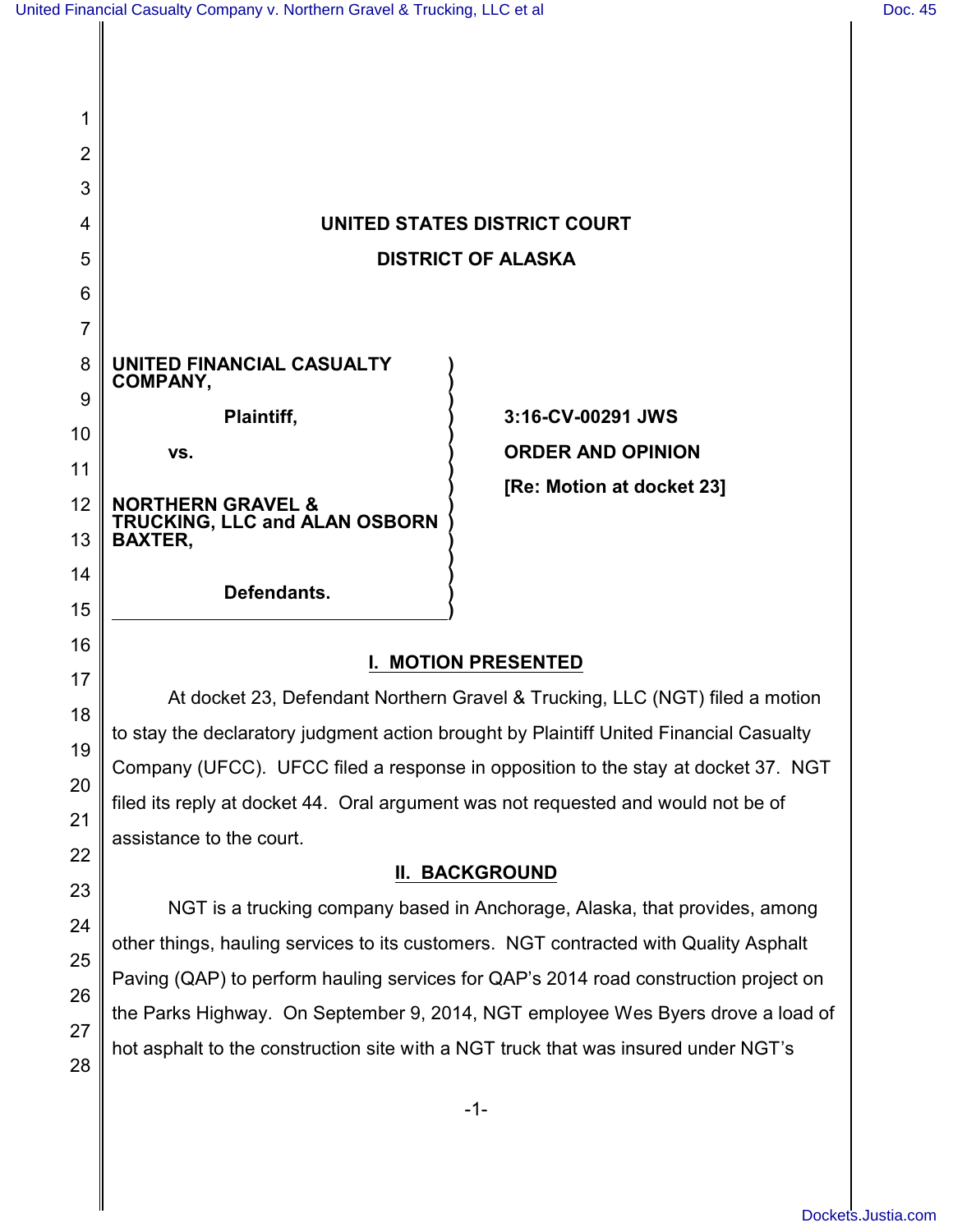**UNITED STATES DISTRICT COURT**

**DISTRICT OF ALASKA**

| | |
|---|---|
| **UNITED FINANCIAL CASUALTY COMPANY,** | |
| **Plaintiff,** | **3:16-CV-00291 JWS** |
| **vs.** | **ORDER AND OPINION** |
| | **[Re: Motion at docket 23]** |
| **NORTHERN GRAVEL & TRUCKING, LLC and ALAN OSBORN BAXTER,** | |
| **Defendants.** | |

## I. MOTION PRESENTED

At docket 23, Defendant Northern Gravel & Trucking, LLC (NGT) filed a motion to stay the declaratory judgment action brought by Plaintiff United Financial Casualty Company (UFCC). UFCC filed a response in opposition to the stay at docket 37. NGT filed its reply at docket 44. Oral argument was not requested and would not be of assistance to the court.

## II. BACKGROUND

NGT is a trucking company based in Anchorage, Alaska, that provides, among other things, hauling services to its customers. NGT contracted with Quality Asphalt Paving (QAP) to perform hauling services for QAP's 2014 road construction project on the Parks Highway. On September 9, 2014, NGT employee Wes Byers drove a load of hot asphalt to the construction site with a NGT truck that was insured under NGT's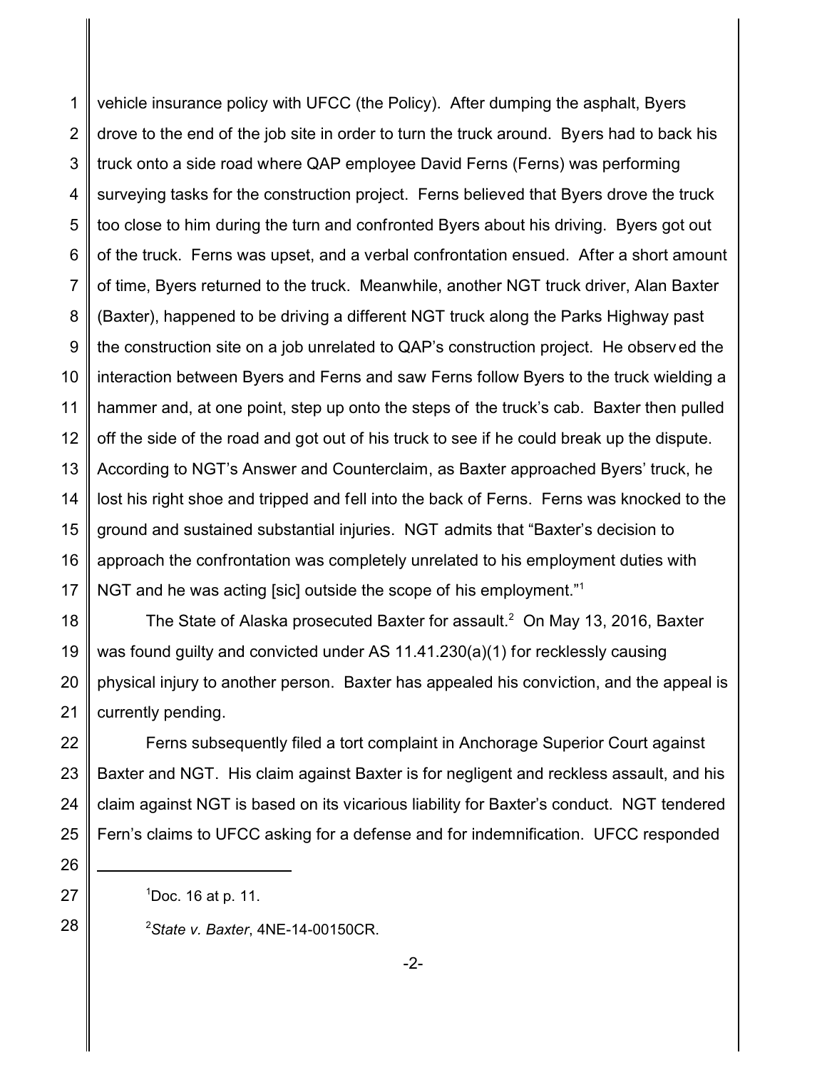vehicle insurance policy with UFCC (the Policy). After dumping the asphalt, Byers drove to the end of the job site in order to turn the truck around. Byers had to back his truck onto a side road where QAP employee David Ferns (Ferns) was performing surveying tasks for the construction project. Ferns believed that Byers drove the truck too close to him during the turn and confronted Byers about his driving. Byers got out of the truck. Ferns was upset, and a verbal confrontation ensued. After a short amount of time, Byers returned to the truck. Meanwhile, another NGT truck driver, Alan Baxter (Baxter), happened to be driving a different NGT truck along the Parks Highway past the construction site on a job unrelated to QAP's construction project. He observed the interaction between Byers and Ferns and saw Ferns follow Byers to the truck wielding a hammer and, at one point, step up onto the steps of the truck's cab. Baxter then pulled off the side of the road and got out of his truck to see if he could break up the dispute. According to NGT's Answer and Counterclaim, as Baxter approached Byers' truck, he lost his right shoe and tripped and fell into the back of Ferns. Ferns was knocked to the ground and sustained substantial injuries. NGT admits that "Baxter's decision to approach the confrontation was completely unrelated to his employment duties with NGT and he was acting [sic] outside the scope of his employment."[1]

The State of Alaska prosecuted Baxter for assault.[2] On May 13, 2016, Baxter was found guilty and convicted under AS 11.41.230(a)(1) for recklessly causing physical injury to another person. Baxter has appealed his conviction, and the appeal is currently pending.

Ferns subsequently filed a tort complaint in Anchorage Superior Court against Baxter and NGT. His claim against Baxter is for negligent and reckless assault, and his claim against NGT is based on its vicarious liability for Baxter's conduct. NGT tendered Fern's claims to UFCC asking for a defense and for indemnification. UFCC responded

---

[1] Doc. 16 at p. 11.

[2] *State v. Baxter*, 4NE-14-00150CR.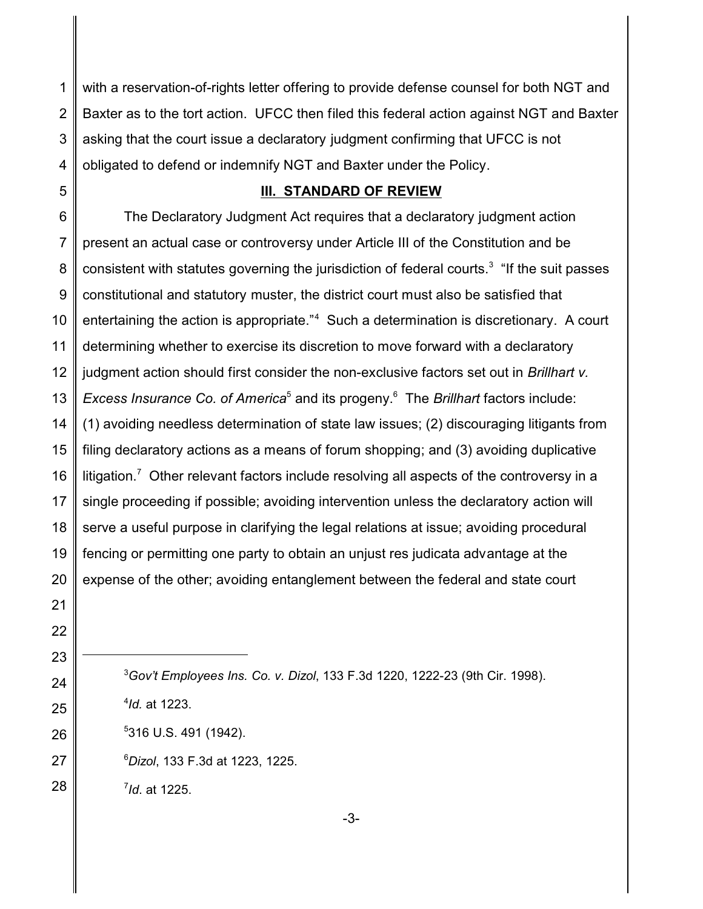with a reservation-of-rights letter offering to provide defense counsel for both NGT and Baxter as to the tort action. UFCC then filed this federal action against NGT and Baxter asking that the court issue a declaratory judgment confirming that UFCC is not obligated to defend or indemnify NGT and Baxter under the Policy.

## III. STANDARD OF REVIEW

The Declaratory Judgment Act requires that a declaratory judgment action present an actual case or controversy under Article III of the Constitution and be consistent with statutes governing the jurisdiction of federal courts.[3] "If the suit passes constitutional and statutory muster, the district court must also be satisfied that entertaining the action is appropriate."[4] Such a determination is discretionary. A court determining whether to exercise its discretion to move forward with a declaratory judgment action should first consider the non-exclusive factors set out in *Brillhart v. Excess Insurance Co. of America*[5] and its progeny.[6] The *Brillhart* factors include: (1) avoiding needless determination of state law issues; (2) discouraging litigants from filing declaratory actions as a means of forum shopping; and (3) avoiding duplicative litigation.[7] Other relevant factors include resolving all aspects of the controversy in a single proceeding if possible; avoiding intervention unless the declaratory action will serve a useful purpose in clarifying the legal relations at issue; avoiding procedural fencing or permitting one party to obtain an unjust res judicata advantage at the expense of the other; avoiding entanglement between the federal and state court

---

[3] *Gov't Employees Ins. Co. v. Dizol*, 133 F.3d 1220, 1222-23 (9th Cir. 1998).

[4] *Id.* at 1223.

[5] 316 U.S. 491 (1942).

[6] *Dizol*, 133 F.3d at 1223, 1225.

[7] *Id.* at 1225.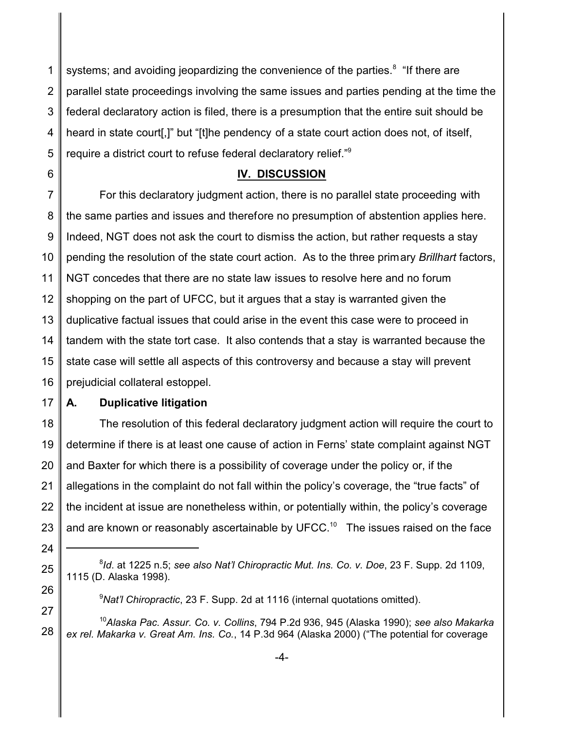systems; and avoiding jeopardizing the convenience of the parties.[8] "If there are parallel state proceedings involving the same issues and parties pending at the time the federal declaratory action is filed, there is a presumption that the entire suit should be heard in state court[,]" but "[t]he pendency of a state court action does not, of itself, require a district court to refuse federal declaratory relief."[9]

## IV. DISCUSSION

For this declaratory judgment action, there is no parallel state proceeding with the same parties and issues and therefore no presumption of abstention applies here. Indeed, NGT does not ask the court to dismiss the action, but rather requests a stay pending the resolution of the state court action. As to the three primary *Brillhart* factors, NGT concedes that there are no state law issues to resolve here and no forum shopping on the part of UFCC, but it argues that a stay is warranted given the duplicative factual issues that could arise in the event this case were to proceed in tandem with the state tort case. It also contends that a stay is warranted because the state case will settle all aspects of this controversy and because a stay will prevent prejudicial collateral estoppel.

### A. Duplicative litigation

The resolution of this federal declaratory judgment action will require the court to determine if there is at least one cause of action in Ferns' state complaint against NGT and Baxter for which there is a possibility of coverage under the policy or, if the allegations in the complaint do not fall within the policy's coverage, the "true facts" of the incident at issue are nonetheless within, or potentially within, the policy's coverage and are known or reasonably ascertainable by UFCC.[10] The issues raised on the face

---

[8] *Id.* at 1225 n.5; *see also Nat'l Chiropractic Mut. Ins. Co. v. Doe*, 23 F. Supp. 2d 1109, 1115 (D. Alaska 1998).

[9] *Nat'l Chiropractic*, 23 F. Supp. 2d at 1116 (internal quotations omitted).

[10] *Alaska Pac. Assur. Co. v. Collins*, 794 P.2d 936, 945 (Alaska 1990); *see also Makarka ex rel. Makarka v. Great Am. Ins. Co.*, 14 P.3d 964 (Alaska 2000) ("The potential for coverage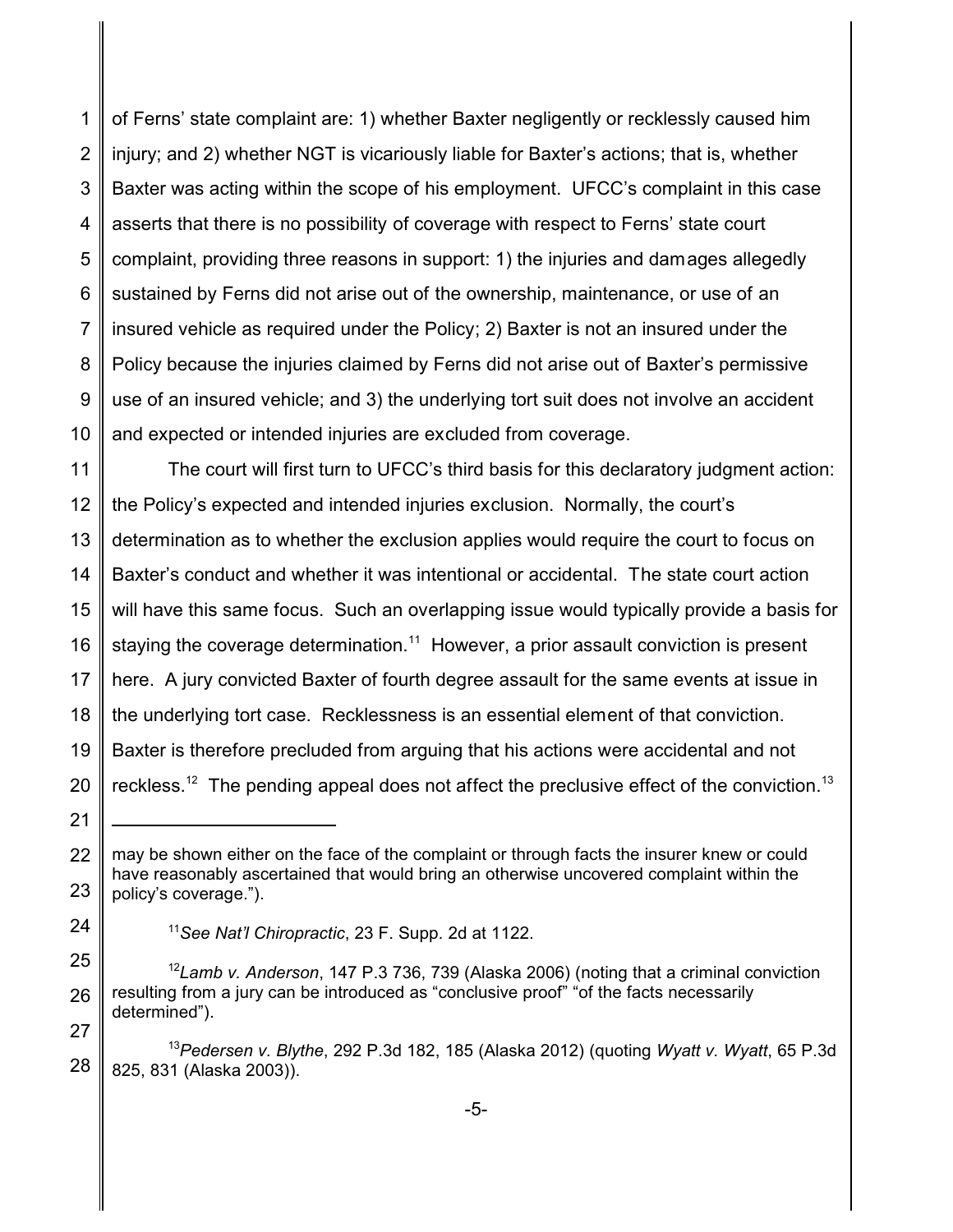of Ferns' state complaint are: 1) whether Baxter negligently or recklessly caused him injury; and 2) whether NGT is vicariously liable for Baxter's actions; that is, whether Baxter was acting within the scope of his employment. UFCC's complaint in this case asserts that there is no possibility of coverage with respect to Ferns' state court complaint, providing three reasons in support: 1) the injuries and damages allegedly sustained by Ferns did not arise out of the ownership, maintenance, or use of an insured vehicle as required under the Policy; 2) Baxter is not an insured under the Policy because the injuries claimed by Ferns did not arise out of Baxter's permissive use of an insured vehicle; and 3) the underlying tort suit does not involve an accident and expected or intended injuries are excluded from coverage.

The court will first turn to UFCC's third basis for this declaratory judgment action: the Policy's expected and intended injuries exclusion. Normally, the court's determination as to whether the exclusion applies would require the court to focus on Baxter's conduct and whether it was intentional or accidental. The state court action will have this same focus. Such an overlapping issue would typically provide a basis for staying the coverage determination.[11] However, a prior assault conviction is present here. A jury convicted Baxter of fourth degree assault for the same events at issue in the underlying tort case. Recklessness is an essential element of that conviction. Baxter is therefore precluded from arguing that his actions were accidental and not reckless.[12] The pending appeal does not affect the preclusive effect of the conviction.[13]

---

may be shown either on the face of the complaint or through facts the insurer knew or could have reasonably ascertained that would bring an otherwise uncovered complaint within the policy's coverage.").

[11] *See Nat'l Chiropractic*, 23 F. Supp. 2d at 1122.

[12] *Lamb v. Anderson*, 147 P.3 736, 739 (Alaska 2006) (noting that a criminal conviction resulting from a jury can be introduced as "conclusive proof" "of the facts necessarily determined").

[13] *Pedersen v. Blythe*, 292 P.3d 182, 185 (Alaska 2012) (quoting *Wyatt v. Wyatt*, 65 P.3d 825, 831 (Alaska 2003)).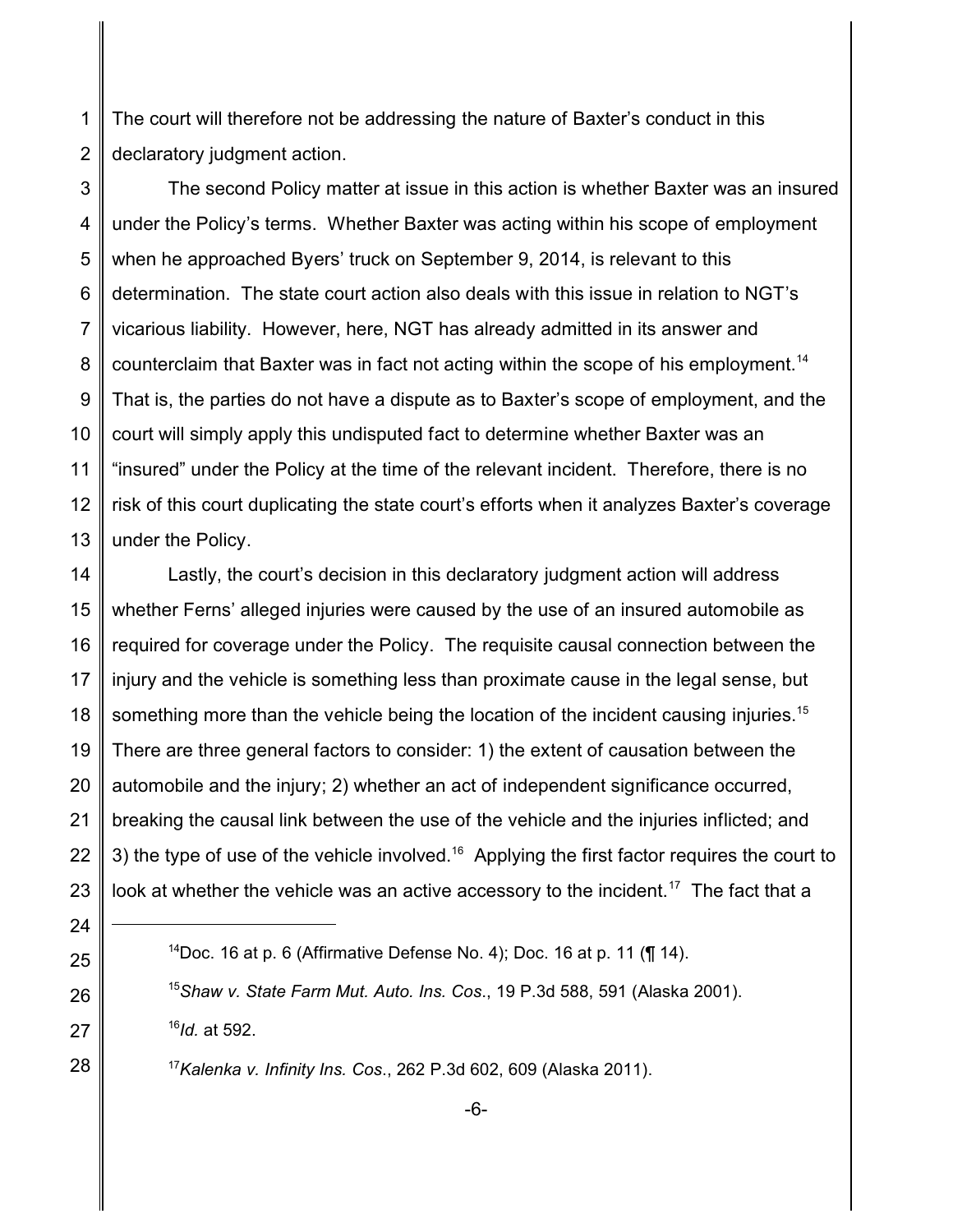The court will therefore not be addressing the nature of Baxter's conduct in this declaratory judgment action.

The second Policy matter at issue in this action is whether Baxter was an insured under the Policy's terms. Whether Baxter was acting within his scope of employment when he approached Byers' truck on September 9, 2014, is relevant to this determination. The state court action also deals with this issue in relation to NGT's vicarious liability. However, here, NGT has already admitted in its answer and counterclaim that Baxter was in fact not acting within the scope of his employment.[14] That is, the parties do not have a dispute as to Baxter's scope of employment, and the court will simply apply this undisputed fact to determine whether Baxter was an "insured" under the Policy at the time of the relevant incident. Therefore, there is no risk of this court duplicating the state court's efforts when it analyzes Baxter's coverage under the Policy.

Lastly, the court's decision in this declaratory judgment action will address whether Ferns' alleged injuries were caused by the use of an insured automobile as required for coverage under the Policy. The requisite causal connection between the injury and the vehicle is something less than proximate cause in the legal sense, but something more than the vehicle being the location of the incident causing injuries.[15] There are three general factors to consider: 1) the extent of causation between the automobile and the injury; 2) whether an act of independent significance occurred, breaking the causal link between the use of the vehicle and the injuries inflicted; and 3) the type of use of the vehicle involved.[16] Applying the first factor requires the court to look at whether the vehicle was an active accessory to the incident.[17] The fact that a

---

[14] Doc. 16 at p. 6 (Affirmative Defense No. 4); Doc. 16 at p. 11 (¶ 14).

[15] *Shaw v. State Farm Mut. Auto. Ins. Cos.*, 19 P.3d 588, 591 (Alaska 2001).

[16] *Id.* at 592.

[17] *Kalenka v. Infinity Ins. Cos.*, 262 P.3d 602, 609 (Alaska 2011).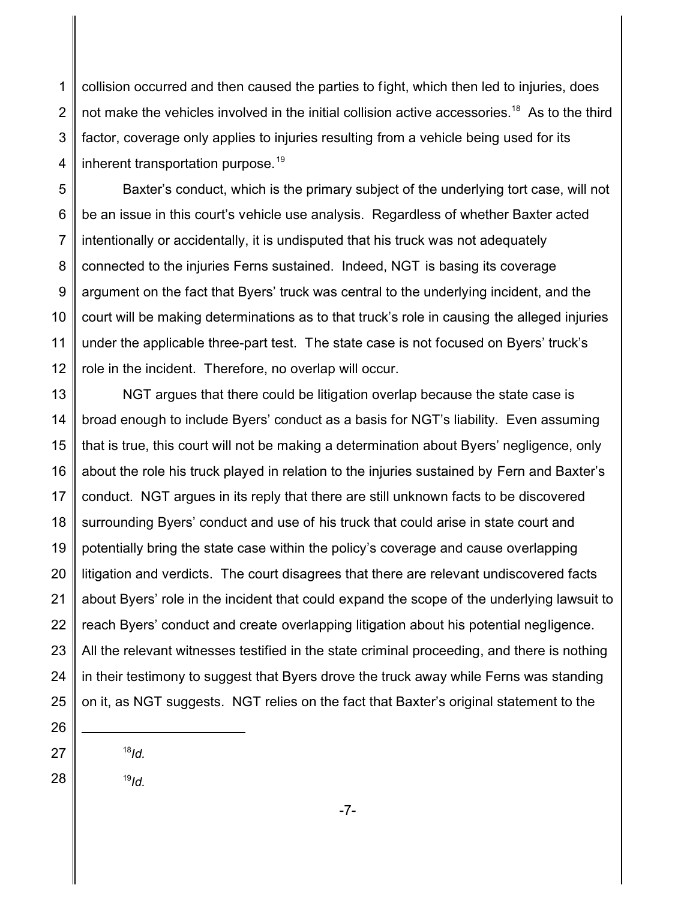collision occurred and then caused the parties to fight, which then led to injuries, does not make the vehicles involved in the initial collision active accessories.[18] As to the third factor, coverage only applies to injuries resulting from a vehicle being used for its inherent transportation purpose.[19]

Baxter's conduct, which is the primary subject of the underlying tort case, will not be an issue in this court's vehicle use analysis. Regardless of whether Baxter acted intentionally or accidentally, it is undisputed that his truck was not adequately connected to the injuries Ferns sustained. Indeed, NGT is basing its coverage argument on the fact that Byers' truck was central to the underlying incident, and the court will be making determinations as to that truck's role in causing the alleged injuries under the applicable three-part test. The state case is not focused on Byers' truck's role in the incident. Therefore, no overlap will occur.

NGT argues that there could be litigation overlap because the state case is broad enough to include Byers' conduct as a basis for NGT's liability. Even assuming that is true, this court will not be making a determination about Byers' negligence, only about the role his truck played in relation to the injuries sustained by Fern and Baxter's conduct. NGT argues in its reply that there are still unknown facts to be discovered surrounding Byers' conduct and use of his truck that could arise in state court and potentially bring the state case within the policy's coverage and cause overlapping litigation and verdicts. The court disagrees that there are relevant undiscovered facts about Byers' role in the incident that could expand the scope of the underlying lawsuit to reach Byers' conduct and create overlapping litigation about his potential negligence. All the relevant witnesses testified in the state criminal proceeding, and there is nothing in their testimony to suggest that Byers drove the truck away while Ferns was standing on it, as NGT suggests. NGT relies on the fact that Baxter's original statement to the

---

[18] *Id.*

[19] *Id.*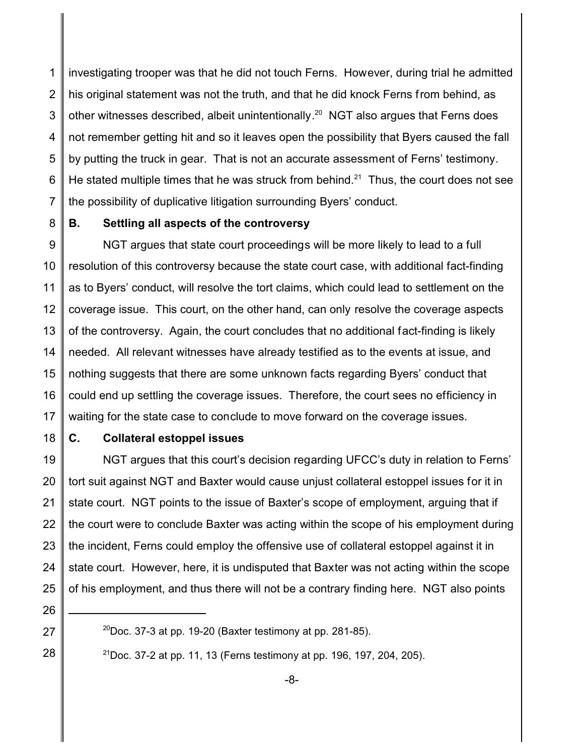investigating trooper was that he did not touch Ferns. However, during trial he admitted his original statement was not the truth, and that he did knock Ferns from behind, as other witnesses described, albeit unintentionally.[20] NGT also argues that Ferns does not remember getting hit and so it leaves open the possibility that Byers caused the fall by putting the truck in gear. That is not an accurate assessment of Ferns' testimony. He stated multiple times that he was struck from behind.[21] Thus, the court does not see the possibility of duplicative litigation surrounding Byers' conduct.

### B. Settling all aspects of the controversy

NGT argues that state court proceedings will be more likely to lead to a full resolution of this controversy because the state court case, with additional fact-finding as to Byers' conduct, will resolve the tort claims, which could lead to settlement on the coverage issue. This court, on the other hand, can only resolve the coverage aspects of the controversy. Again, the court concludes that no additional fact-finding is likely needed. All relevant witnesses have already testified as to the events at issue, and nothing suggests that there are some unknown facts regarding Byers' conduct that could end up settling the coverage issues. Therefore, the court sees no efficiency in waiting for the state case to conclude to move forward on the coverage issues.

### C. Collateral estoppel issues

NGT argues that this court's decision regarding UFCC's duty in relation to Ferns' tort suit against NGT and Baxter would cause unjust collateral estoppel issues for it in state court. NGT points to the issue of Baxter's scope of employment, arguing that if the court were to conclude Baxter was acting within the scope of his employment during the incident, Ferns could employ the offensive use of collateral estoppel against it in state court. However, here, it is undisputed that Baxter was not acting within the scope of his employment, and thus there will not be a contrary finding here. NGT also points

---

[20] Doc. 37-3 at pp. 19-20 (Baxter testimony at pp. 281-85).

[21] Doc. 37-2 at pp. 11, 13 (Ferns testimony at pp. 196, 197, 204, 205).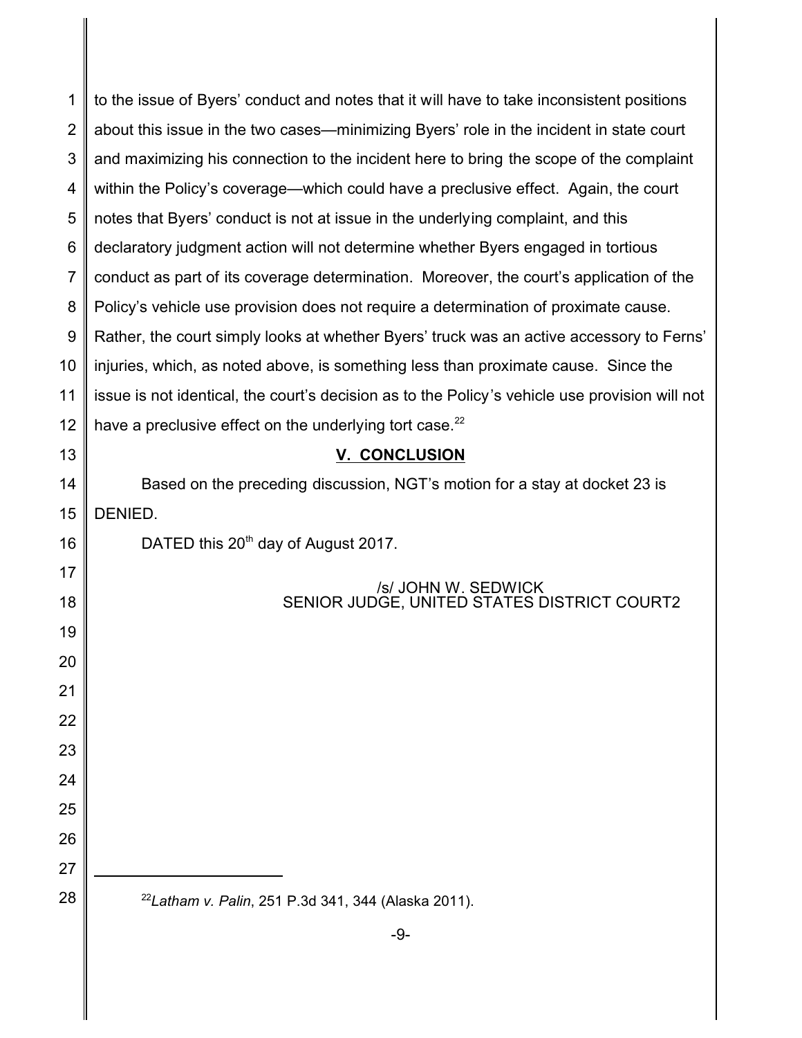to the issue of Byers' conduct and notes that it will have to take inconsistent positions about this issue in the two cases—minimizing Byers' role in the incident in state court and maximizing his connection to the incident here to bring the scope of the complaint within the Policy's coverage—which could have a preclusive effect. Again, the court notes that Byers' conduct is not at issue in the underlying complaint, and this declaratory judgment action will not determine whether Byers engaged in tortious conduct as part of its coverage determination. Moreover, the court's application of the Policy's vehicle use provision does not require a determination of proximate cause. Rather, the court simply looks at whether Byers' truck was an active accessory to Ferns' injuries, which, as noted above, is something less than proximate cause. Since the issue is not identical, the court's decision as to the Policy's vehicle use provision will not have a preclusive effect on the underlying tort case.[22]

## V. CONCLUSION

Based on the preceding discussion, NGT's motion for a stay at docket 23 is DENIED.

DATED this 20th day of August 2017.

/s/ JOHN W. SEDWICK
SENIOR JUDGE, UNITED STATES DISTRICT COURT2

---

[22] *Latham v. Palin*, 251 P.3d 341, 344 (Alaska 2011).